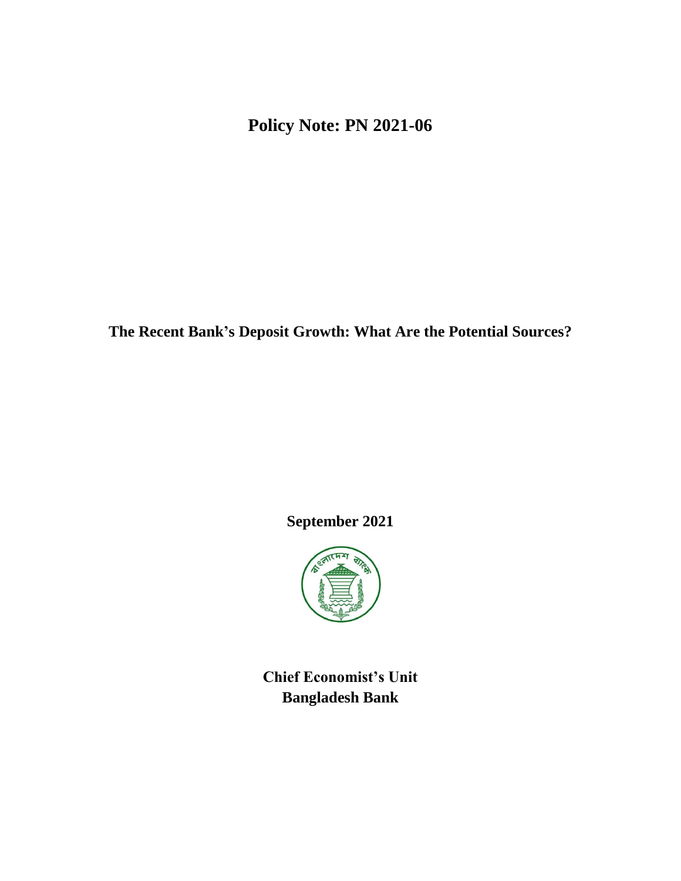# Policy Note: PN 2021-06

## The Recent Bank's Deposit Growth: What Are the Potential Sources?

September 2021

**Chief Economist's Unit**
**Bangladesh Bank**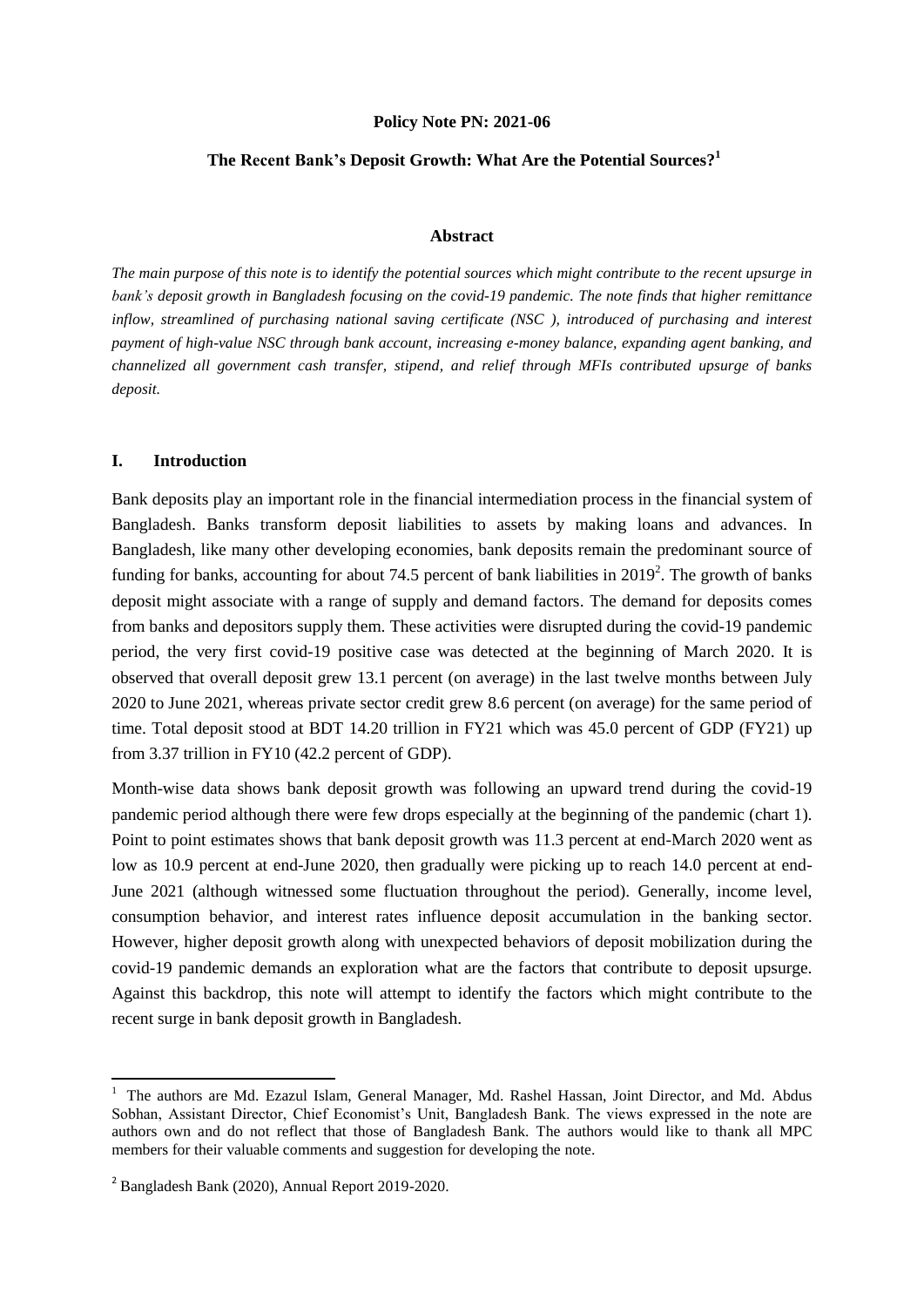**Policy Note PN: 2021-06**

## The Recent Bank's Deposit Growth: What Are the Potential Sources?[1]

### Abstract

*The main purpose of this note is to identify the potential sources which might contribute to the recent upsurge in bank's deposit growth in Bangladesh focusing on the covid-19 pandemic. The note finds that higher remittance inflow, streamlined of purchasing national saving certificate (NSC ), introduced of purchasing and interest payment of high-value NSC through bank account, increasing e-money balance, expanding agent banking, and channelized all government cash transfer, stipend, and relief through MFIs contributed upsurge of banks deposit.*

### I. Introduction

Bank deposits play an important role in the financial intermediation process in the financial system of Bangladesh. Banks transform deposit liabilities to assets by making loans and advances. In Bangladesh, like many other developing economies, bank deposits remain the predominant source of funding for banks, accounting for about 74.5 percent of bank liabilities in 2019[2]. The growth of banks deposit might associate with a range of supply and demand factors. The demand for deposits comes from banks and depositors supply them. These activities were disrupted during the covid-19 pandemic period, the very first covid-19 positive case was detected at the beginning of March 2020. It is observed that overall deposit grew 13.1 percent (on average) in the last twelve months between July 2020 to June 2021, whereas private sector credit grew 8.6 percent (on average) for the same period of time. Total deposit stood at BDT 14.20 trillion in FY21 which was 45.0 percent of GDP (FY21) up from 3.37 trillion in FY10 (42.2 percent of GDP).

Month-wise data shows bank deposit growth was following an upward trend during the covid-19 pandemic period although there were few drops especially at the beginning of the pandemic (chart 1). Point to point estimates shows that bank deposit growth was 11.3 percent at end-March 2020 went as low as 10.9 percent at end-June 2020, then gradually were picking up to reach 14.0 percent at end-June 2021 (although witnessed some fluctuation throughout the period). Generally, income level, consumption behavior, and interest rates influence deposit accumulation in the banking sector. However, higher deposit growth along with unexpected behaviors of deposit mobilization during the covid-19 pandemic demands an exploration what are the factors that contribute to deposit upsurge. Against this backdrop, this note will attempt to identify the factors which might contribute to the recent surge in bank deposit growth in Bangladesh.

---

[1] The authors are Md. Ezazul Islam, General Manager, Md. Rashel Hassan, Joint Director, and Md. Abdus Sobhan, Assistant Director, Chief Economist's Unit, Bangladesh Bank. The views expressed in the note are authors own and do not reflect that those of Bangladesh Bank. The authors would like to thank all MPC members for their valuable comments and suggestion for developing the note.

[2] Bangladesh Bank (2020), Annual Report 2019-2020.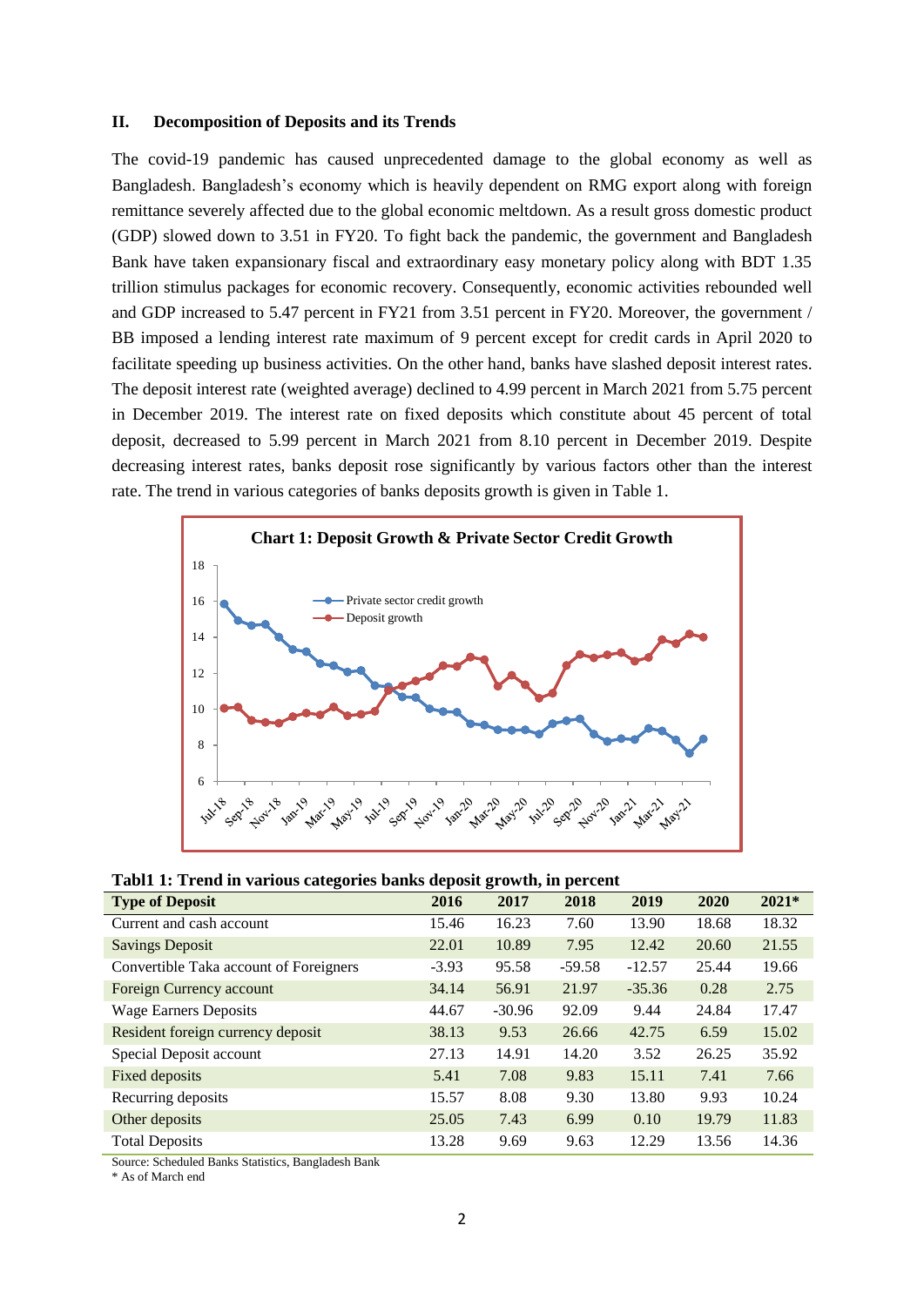## II. Decomposition of Deposits and its Trends

The covid-19 pandemic has caused unprecedented damage to the global economy as well as Bangladesh. Bangladesh's economy which is heavily dependent on RMG export along with foreign remittance severely affected due to the global economic meltdown. As a result gross domestic product (GDP) slowed down to 3.51 in FY20. To fight back the pandemic, the government and Bangladesh Bank have taken expansionary fiscal and extraordinary easy monetary policy along with BDT 1.35 trillion stimulus packages for economic recovery. Consequently, economic activities rebounded well and GDP increased to 5.47 percent in FY21 from 3.51 percent in FY20. Moreover, the government / BB imposed a lending interest rate maximum of 9 percent except for credit cards in April 2020 to facilitate speeding up business activities. On the other hand, banks have slashed deposit interest rates. The deposit interest rate (weighted average) declined to 4.99 percent in March 2021 from 5.75 percent in December 2019. The interest rate on fixed deposits which constitute about 45 percent of total deposit, decreased to 5.99 percent in March 2021 from 8.10 percent in December 2019. Despite decreasing interest rates, banks deposit rose significantly by various factors other than the interest rate. The trend in various categories of banks deposits growth is given in Table 1.

**Chart 1: Deposit Growth & Private Sector Credit Growth**

**Tabl1 1: Trend in various categories banks deposit growth, in percent**

| Type of Deposit | 2016 | 2017 | 2018 | 2019 | 2020 | 2021* |
|---|---|---|---|---|---|---|
| Current and cash account | 15.46 | 16.23 | 7.60 | 13.90 | 18.68 | 18.32 |
| Savings Deposit | 22.01 | 10.89 | 7.95 | 12.42 | 20.60 | 21.55 |
| Convertible Taka account of Foreigners | -3.93 | 95.58 | -59.58 | -12.57 | 25.44 | 19.66 |
| Foreign Currency account | 34.14 | 56.91 | 21.97 | -35.36 | 0.28 | 2.75 |
| Wage Earners Deposits | 44.67 | -30.96 | 92.09 | 9.44 | 24.84 | 17.47 |
| Resident foreign currency deposit | 38.13 | 9.53 | 26.66 | 42.75 | 6.59 | 15.02 |
| Special Deposit account | 27.13 | 14.91 | 14.20 | 3.52 | 26.25 | 35.92 |
| Fixed deposits | 5.41 | 7.08 | 9.83 | 15.11 | 7.41 | 7.66 |
| Recurring deposits | 15.57 | 8.08 | 9.30 | 13.80 | 9.93 | 10.24 |
| Other deposits | 25.05 | 7.43 | 6.99 | 0.10 | 19.79 | 11.83 |
| Total Deposits | 13.28 | 9.69 | 9.63 | 12.29 | 13.56 | 14.36 |

Source: Scheduled Banks Statistics, Bangladesh Bank
\* As of March end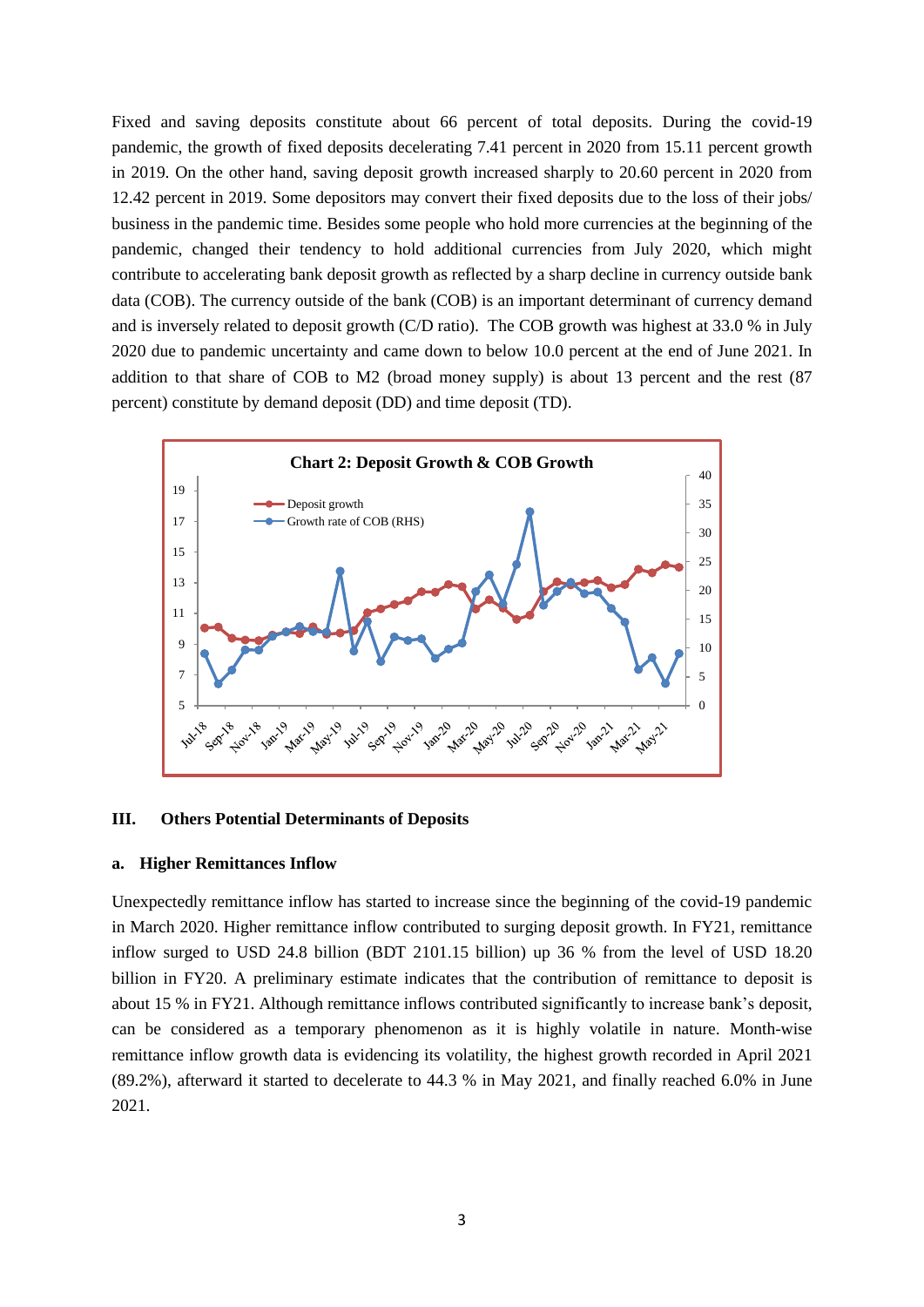Fixed and saving deposits constitute about 66 percent of total deposits. During the covid-19 pandemic, the growth of fixed deposits decelerating 7.41 percent in 2020 from 15.11 percent growth in 2019. On the other hand, saving deposit growth increased sharply to 20.60 percent in 2020 from 12.42 percent in 2019. Some depositors may convert their fixed deposits due to the loss of their jobs/ business in the pandemic time. Besides some people who hold more currencies at the beginning of the pandemic, changed their tendency to hold additional currencies from July 2020, which might contribute to accelerating bank deposit growth as reflected by a sharp decline in currency outside bank data (COB). The currency outside of the bank (COB) is an important determinant of currency demand and is inversely related to deposit growth (C/D ratio). The COB growth was highest at 33.0 % in July 2020 due to pandemic uncertainty and came down to below 10.0 percent at the end of June 2021. In addition to that share of COB to M2 (broad money supply) is about 13 percent and the rest (87 percent) constitute by demand deposit (DD) and time deposit (TD).

**Chart 2: Deposit Growth & COB Growth**

## III. Others Potential Determinants of Deposits

### a. Higher Remittances Inflow

Unexpectedly remittance inflow has started to increase since the beginning of the covid-19 pandemic in March 2020. Higher remittance inflow contributed to surging deposit growth. In FY21, remittance inflow surged to USD 24.8 billion (BDT 2101.15 billion) up 36 % from the level of USD 18.20 billion in FY20. A preliminary estimate indicates that the contribution of remittance to deposit is about 15 % in FY21. Although remittance inflows contributed significantly to increase bank's deposit, can be considered as a temporary phenomenon as it is highly volatile in nature. Month-wise remittance inflow growth data is evidencing its volatility, the highest growth recorded in April 2021 (89.2%), afterward it started to decelerate to 44.3 % in May 2021, and finally reached 6.0% in June 2021.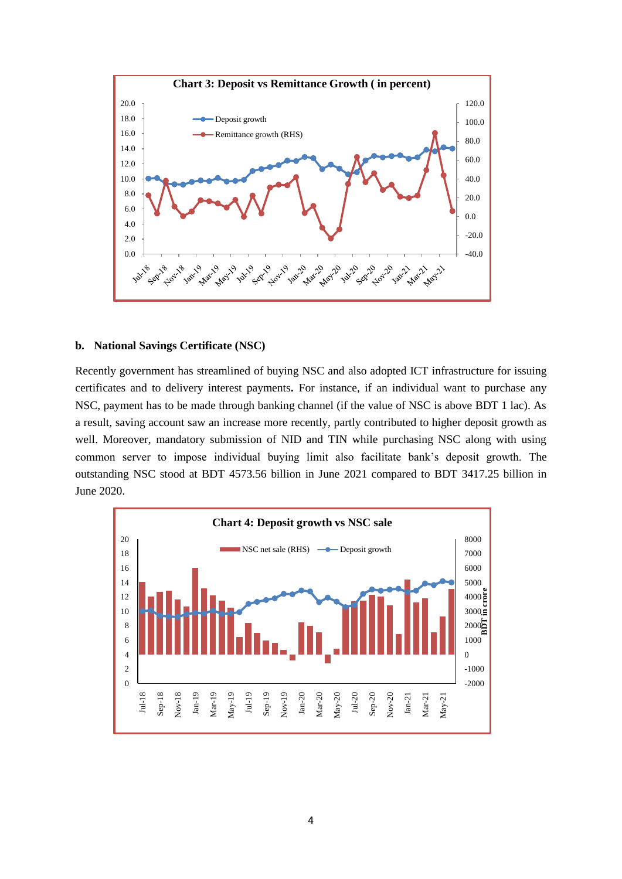**Chart 3: Deposit vs Remittance Growth ( in percent)**

**b. National Savings Certificate (NSC)**

Recently government has streamlined of buying NSC and also adopted ICT infrastructure for issuing certificates and to delivery interest payments**.** For instance, if an individual want to purchase any NSC, payment has to be made through banking channel (if the value of NSC is above BDT 1 lac). As a result, saving account saw an increase more recently, partly contributed to higher deposit growth as well. Moreover, mandatory submission of NID and TIN while purchasing NSC along with using common server to impose individual buying limit also facilitate bank's deposit growth. The outstanding NSC stood at BDT 4573.56 billion in June 2021 compared to BDT 3417.25 billion in June 2020.

**Chart 4: Deposit growth vs NSC sale**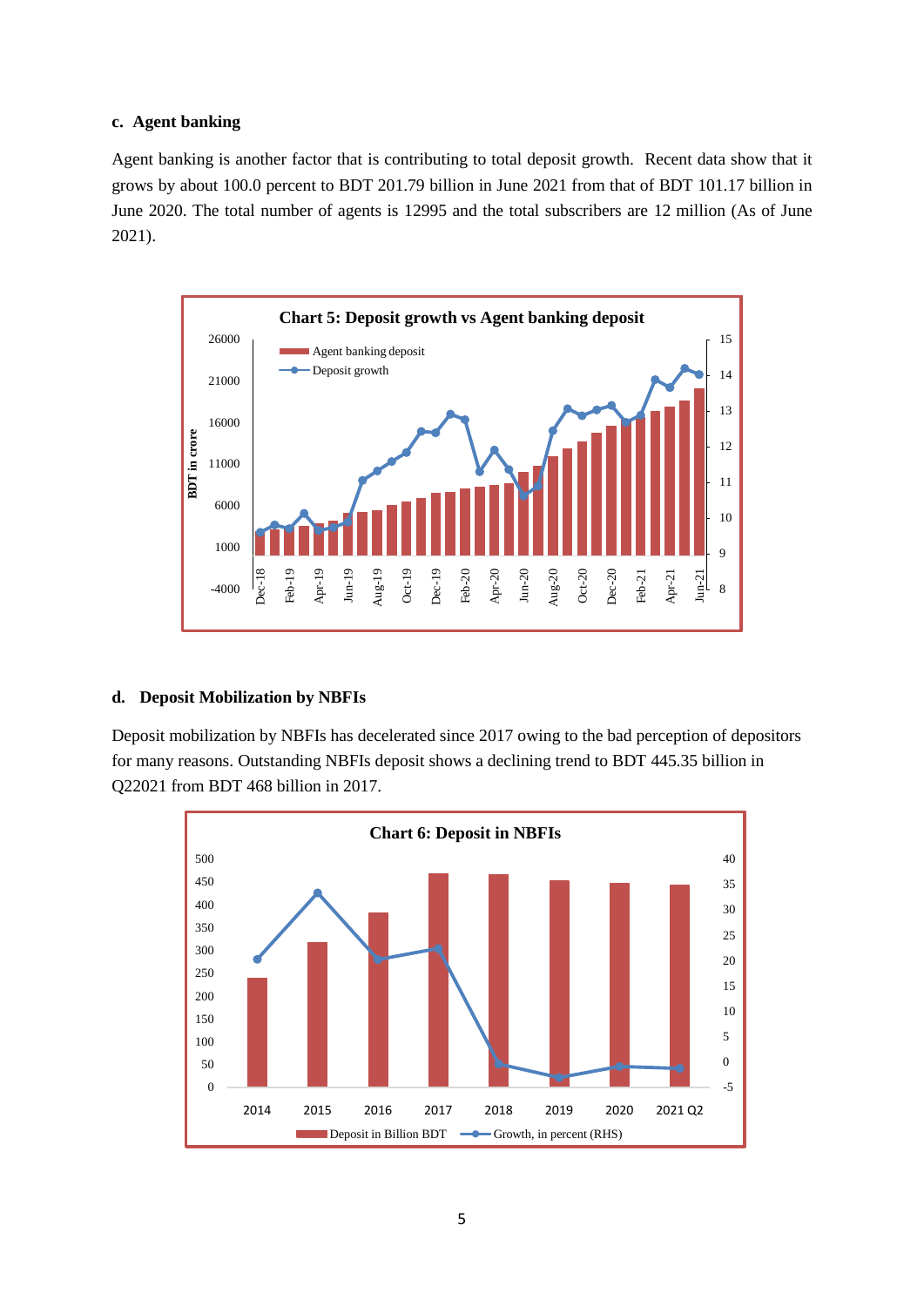### c. Agent banking

Agent banking is another factor that is contributing to total deposit growth. Recent data show that it grows by about 100.0 percent to BDT 201.79 billion in June 2021 from that of BDT 101.17 billion in June 2020. The total number of agents is 12995 and the total subscribers are 12 million (As of June 2021).

**Chart 5: Deposit growth vs Agent banking deposit**

### d. Deposit Mobilization by NBFIs

Deposit mobilization by NBFIs has decelerated since 2017 owing to the bad perception of depositors for many reasons. Outstanding NBFIs deposit shows a declining trend to BDT 445.35 billion in Q22021 from BDT 468 billion in 2017.

**Chart 6: Deposit in NBFIs**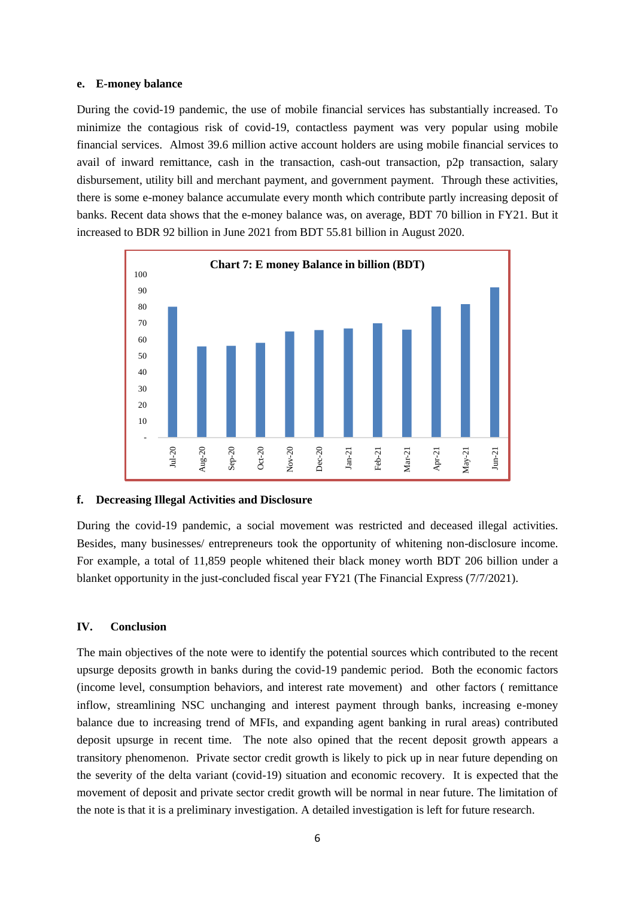**e. E-money balance**

During the covid-19 pandemic, the use of mobile financial services has substantially increased. To minimize the contagious risk of covid-19, contactless payment was very popular using mobile financial services. Almost 39.6 million active account holders are using mobile financial services to avail of inward remittance, cash in the transaction, cash-out transaction, p2p transaction, salary disbursement, utility bill and merchant payment, and government payment. Through these activities, there is some e-money balance accumulate every month which contribute partly increasing deposit of banks. Recent data shows that the e-money balance was, on average, BDT 70 billion in FY21. But it increased to BDR 92 billion in June 2021 from BDT 55.81 billion in August 2020.

**Chart 7: E money Balance in billion (BDT)**

100
90
80
70
60
50
40
30
20
10
-

Jul-20
Aug-20
Sep-20
Oct-20
Nov-20
Dec-20
Jan-21
Feb-21
Mar-21
Apr-21
May-21
Jun-21

**f. Decreasing Illegal Activities and Disclosure**

During the covid-19 pandemic, a social movement was restricted and deceased illegal activities. Besides, many businesses/ entrepreneurs took the opportunity of whitening non-disclosure income. For example, a total of 11,859 people whitened their black money worth BDT 206 billion under a blanket opportunity in the just-concluded fiscal year FY21 (The Financial Express (7/7/2021).

## IV. Conclusion

The main objectives of the note were to identify the potential sources which contributed to the recent upsurge deposits growth in banks during the covid-19 pandemic period. Both the economic factors (income level, consumption behaviors, and interest rate movement) and other factors ( remittance inflow, streamlining NSC unchanging and interest payment through banks, increasing e-money balance due to increasing trend of MFIs, and expanding agent banking in rural areas) contributed deposit upsurge in recent time. The note also opined that the recent deposit growth appears a transitory phenomenon. Private sector credit growth is likely to pick up in near future depending on the severity of the delta variant (covid-19) situation and economic recovery. It is expected that the movement of deposit and private sector credit growth will be normal in near future. The limitation of the note is that it is a preliminary investigation. A detailed investigation is left for future research.